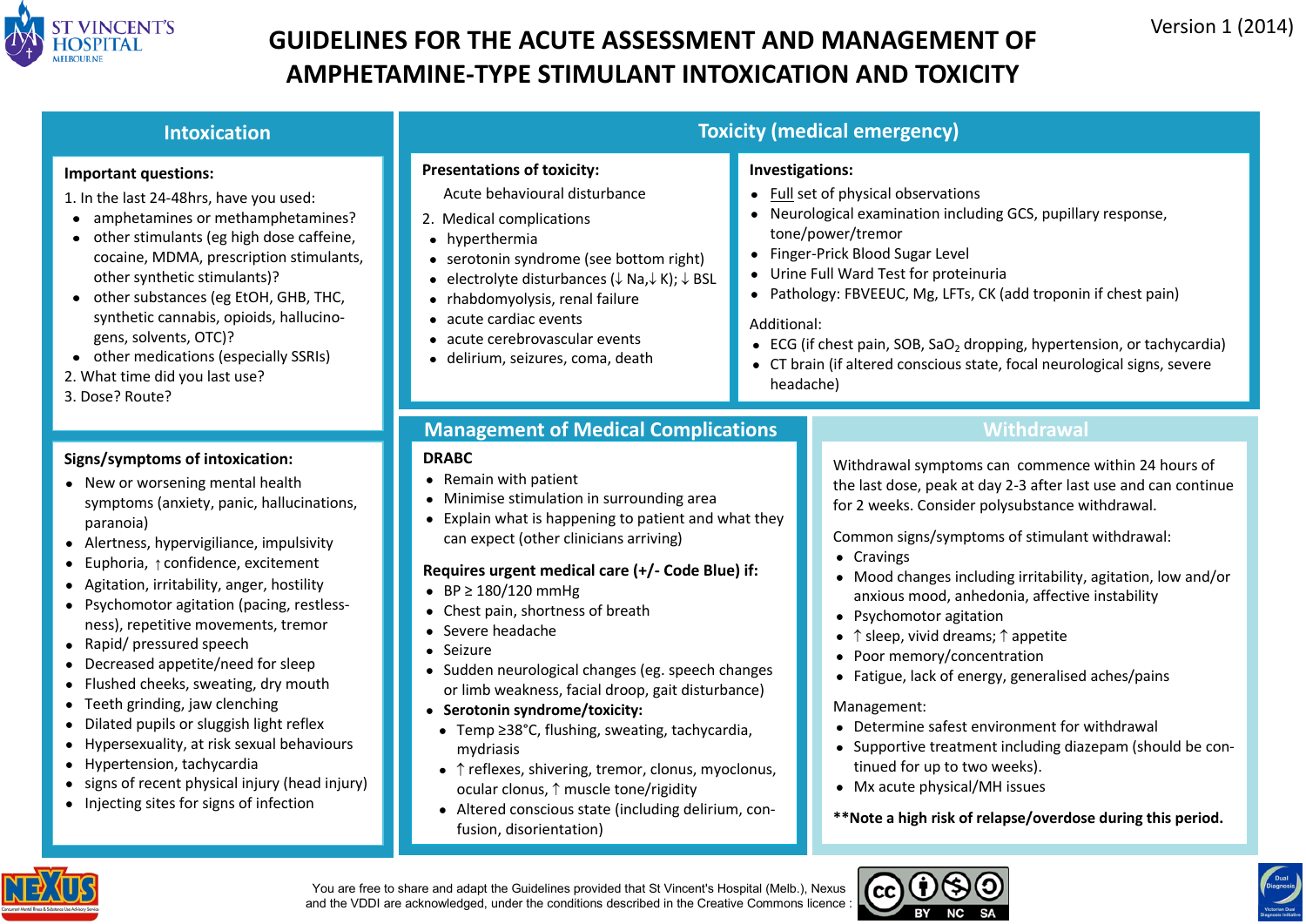# GUIDELINES FOR THE ACUTE ASSESSMENT AND MANAGEMENT OF AMPHETAMINE-TYPE STIMULANT INTOXICATION AND TOXICITY

Version 1 (2014)

## Intoxication

**Important questions:**

1. In the last 24-48hrs, have you used:
   - amphetamines or methamphetamines?
   - other stimulants (eg high dose caffeine, cocaine, MDMA, prescription stimulants, other synthetic stimulants)?
   - other substances (eg EtOH, GHB, THC, synthetic cannabis, opioids, hallucinogens, solvents, OTC)?
   - other medications (especially SSRIs)
2. What time did you last use?
3. Dose? Route?

**Signs/symptoms of intoxication:**

- New or worsening mental health symptoms (anxiety, panic, hallucinations, paranoia)
- Alertness, hypervigilance, impulsivity
- Euphoria, ↑confidence, excitement
- Agitation, irritability, anger, hostility
- Psychomotor agitation (pacing, restlessness), repetitive movements, tremor
- Rapid/ pressured speech
- Decreased appetite/need for sleep
- Flushed cheeks, sweating, dry mouth
- Teeth grinding, jaw clenching
- Dilated pupils or sluggish light reflex
- Hypersexuality, at risk sexual behaviours
- Hypertension, tachycardia
- signs of recent physical injury (head injury)
- Injecting sites for signs of infection

## Toxicity (medical emergency)

**Presentations of toxicity:**

Acute behavioural disturbance

2. Medical complications
   - hyperthermia
   - serotonin syndrome (see bottom right)
   - electrolyte disturbances (↓ Na,↓ K); ↓ BSL
   - rhabdomyolysis, renal failure
   - acute cardiac events
   - acute cerebrovascular events
   - delirium, seizures, coma, death

**Investigations:**

- Full set of physical observations
- Neurological examination including GCS, pupillary response, tone/power/tremor
- Finger-Prick Blood Sugar Level
- Urine Full Ward Test for proteinuria
- Pathology: FBVEEUC, Mg, LFTs, CK (add troponin if chest pain)

Additional:

- ECG (if chest pain, SOB, $SaO_2$ dropping, hypertension, or tachycardia)
- CT brain (if altered conscious state, focal neurological signs, severe headache)

## Management of Medical Complications

**DRABC**

- Remain with patient
- Minimise stimulation in surrounding area
- Explain what is happening to patient and what they can expect (other clinicians arriving)

**Requires urgent medical care (+/- Code Blue) if:**

- BP ≥ 180/120 mmHg
- Chest pain, shortness of breath
- Severe headache
- Seizure
- Sudden neurological changes (eg. speech changes or limb weakness, facial droop, gait disturbance)
- **Serotonin syndrome/toxicity:**
  - Temp ≥38°C, flushing, sweating, tachycardia, mydriasis
  - ↑ reflexes, shivering, tremor, clonus, myoclonus, ocular clonus, ↑ muscle tone/rigidity
  - Altered conscious state (including delirium, confusion, disorientation)

## Withdrawal

Withdrawal symptoms can commence within 24 hours of the last dose, peak at day 2-3 after last use and can continue for 2 weeks. Consider polysubstance withdrawal.

Common signs/symptoms of stimulant withdrawal:

- Cravings
- Mood changes including irritability, agitation, low and/or anxious mood, anhedonia, affective instability
- Psychomotor agitation
- ↑ sleep, vivid dreams; ↑ appetite
- Poor memory/concentration
- Fatigue, lack of energy, generalised aches/pains

Management:

- Determine safest environment for withdrawal
- Supportive treatment including diazepam (should be continued for up to two weeks).
- Mx acute physical/MH issues

**\*\*Note a high risk of relapse/overdose during this period.**

You are free to share and adapt the Guidelines provided that St Vincent's Hospital (Melb.), Nexus and the VDDI are acknowledged, under the conditions described in the Creative Commons licence : BY NC SA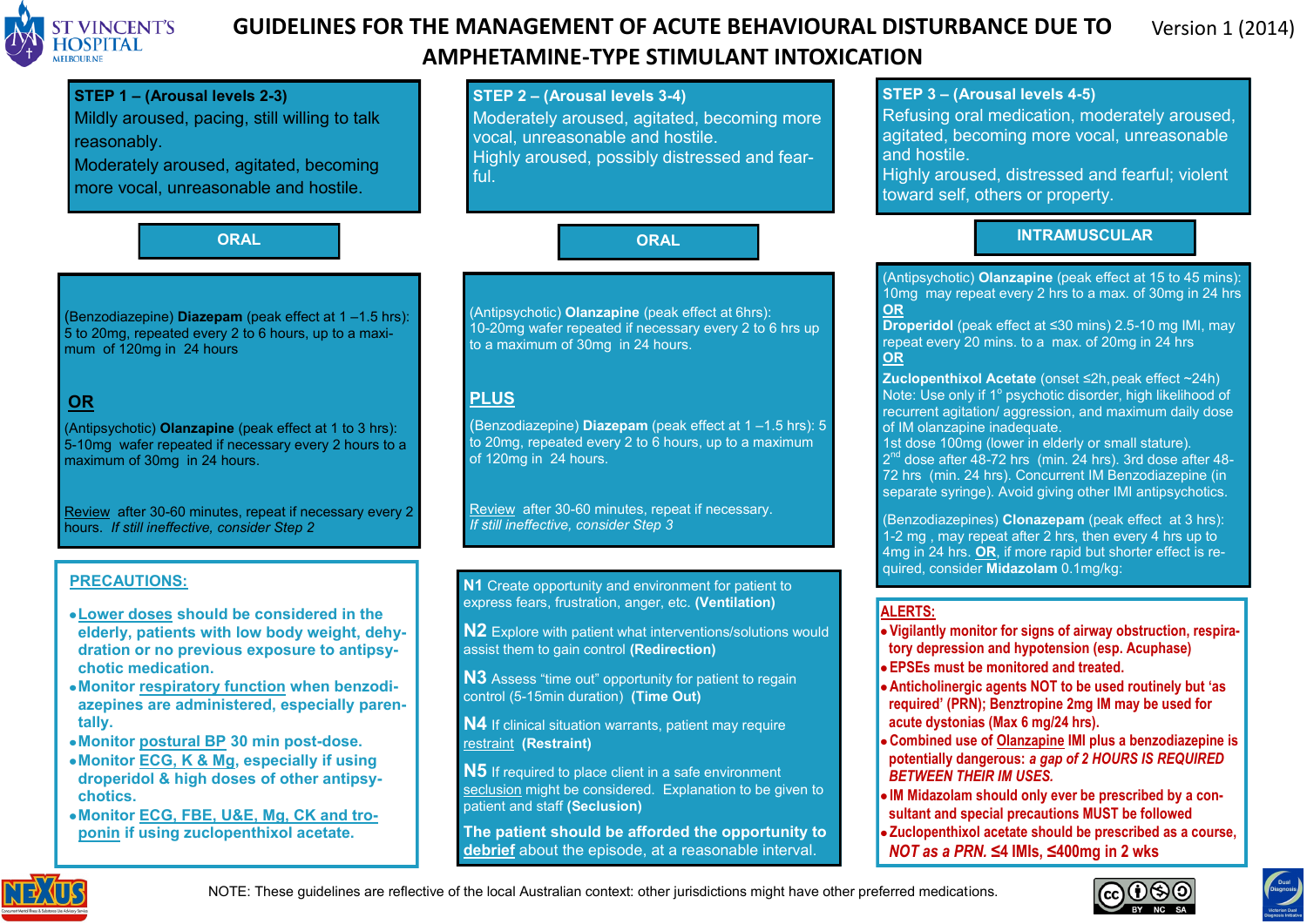# GUIDELINES FOR THE MANAGEMENT OF ACUTE BEHAVIOURAL DISTURBANCE DUE TO AMPHETAMINE-TYPE STIMULANT INTOXICATION

Version 1 (2014)

## STEP 1 – (Arousal levels 2-3)

Mildly aroused, pacing, still willing to talk reasonably.
Moderately aroused, agitated, becoming more vocal, unreasonable and hostile.

### ORAL

(Benzodiazepine) **Diazepam** (peak effect at 1 –1.5 hrs): 5 to 20mg, repeated every 2 to 6 hours, up to a maximum of 120mg in 24 hours

**OR**

(Antipsychotic) **Olanzapine** (peak effect at 1 to 3 hrs): 5-10mg wafer repeated if necessary every 2 hours to a maximum of 30mg in 24 hours.

Review after 30-60 minutes, repeat if necessary every 2 hours. *If still ineffective, consider Step 2*

### PRECAUTIONS:

- **Lower doses should be considered in the elderly, patients with low body weight, dehydration or no previous exposure to antipsychotic medication.**
- **Monitor respiratory function when benzodiazepines are administered, especially parentally.**
- **Monitor postural BP 30 min post-dose.**
- **Monitor ECG, K & Mg, especially if using droperidol & high doses of other antipsychotics.**
- **Monitor ECG, FBE, U&E, Mg, CK and troponin if using zuclopenthixol acetate.**

## STEP 2 – (Arousal levels 3-4)

Moderately aroused, agitated, becoming more vocal, unreasonable and hostile.
Highly aroused, possibly distressed and fearful.

### ORAL

(Antipsychotic) **Olanzapine** (peak effect at 6hrs): 10-20mg wafer repeated if necessary every 2 to 6 hrs up to a maximum of 30mg in 24 hours.

**PLUS**

(Benzodiazepine) **Diazepam** (peak effect at 1 –1.5 hrs): 5 to 20mg, repeated every 2 to 6 hours, up to a maximum of 120mg in 24 hours.

Review after 30-60 minutes, repeat if necessary.
*If still ineffective, consider Step 3*

**N1** Create opportunity and environment for patient to express fears, frustration, anger, etc. **(Ventilation)**

**N2** Explore with patient what interventions/solutions would assist them to gain control **(Redirection)**

**N3** Assess "time out" opportunity for patient to regain control (5-15min duration) **(Time Out)**

**N4** If clinical situation warrants, patient may require restraint **(Restraint)**

**N5** If required to place client in a safe environment seclusion might be considered. Explanation to be given to patient and staff **(Seclusion)**

**The patient should be afforded the opportunity to debrief** about the episode, at a reasonable interval.

## STEP 3 – (Arousal levels 4-5)

Refusing oral medication, moderately aroused, agitated, becoming more vocal, unreasonable and hostile.
Highly aroused, distressed and fearful; violent toward self, others or property.

### INTRAMUSCULAR

(Antipsychotic) **Olanzapine** (peak effect at 15 to 45 mins): 10mg may repeat every 2 hrs to a max. of 30mg in 24 hrs
**OR**
**Droperidol** (peak effect at ≤30 mins) 2.5-10 mg IMI, may repeat every 20 mins. to a max. of 20mg in 24 hrs
**OR**
**Zuclopenthixol Acetate** (onset ≤2h, peak effect ~24h)
Note: Use only if 1° psychotic disorder, high likelihood of recurrent agitation/ aggression, and maximum daily dose of IM olanzapine inadequate.
1st dose 100mg (lower in elderly or small stature).
2nd dose after 48-72 hrs (min. 24 hrs). 3rd dose after 48-72 hrs (min. 24 hrs). Concurrent IM Benzodiazepine (in separate syringe). Avoid giving other IMI antipsychotics.

(Benzodiazepines) **Clonazepam** (peak effect at 3 hrs): 1-2 mg , may repeat after 2 hrs, then every 4 hrs up to 4mg in 24 hrs. **OR**, if more rapid but shorter effect is required, consider **Midazolam** 0.1mg/kg:

### ALERTS:

- **Vigilantly monitor for signs of airway obstruction, respiratory depression and hypotension (esp. Acuphase)**
- **EPSEs must be monitored and treated.**
- **Anticholinergic agents NOT to be used routinely but 'as required' (PRN); Benztropine 2mg IM may be used for acute dystonias (Max 6 mg/24 hrs).**
- **Combined use of Olanzapine IMI plus a benzodiazepine is potentially dangerous: *a gap of 2 HOURS IS REQUIRED BETWEEN THEIR IM USES.***
- **IM Midazolam should only ever be prescribed by a consultant and special precautions MUST be followed**
- **Zuclopenthixol acetate should be prescribed as a course, *NOT as a PRN.* ≤4 IMIs, ≤400mg in 2 wks**

NOTE: These guidelines are reflective of the local Australian context: other jurisdictions might have other preferred medications.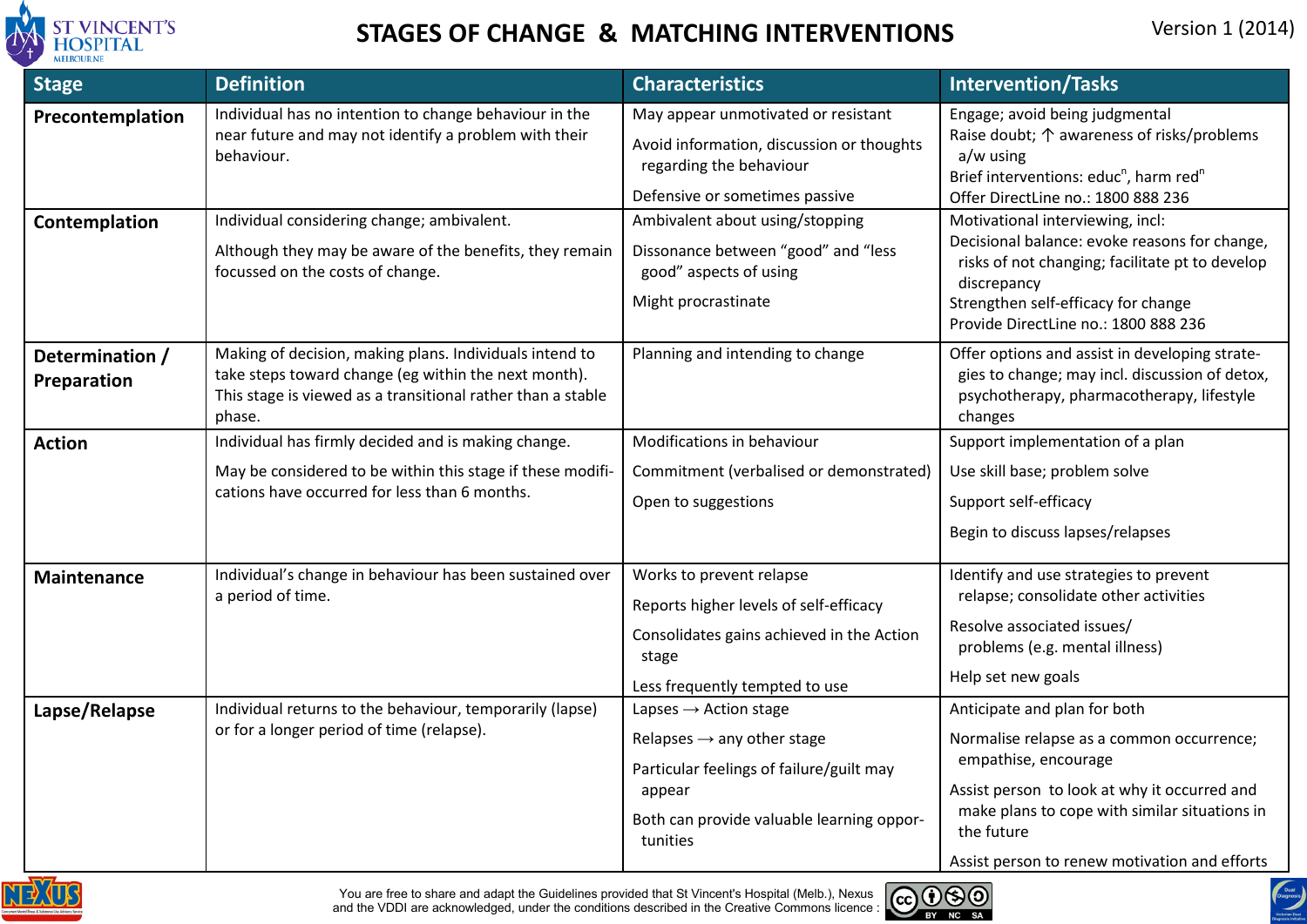# STAGES OF CHANGE & MATCHING INTERVENTIONS

Version 1 (2014)

| Stage | Definition | Characteristics | Intervention/Tasks |
|---|---|---|---|
| **Precontemplation** | Individual has no intention to change behaviour in the near future and may not identify a problem with their behaviour. | May appear unmotivated or resistant<br>Avoid information, discussion or thoughts regarding the behaviour<br>Defensive or sometimes passive | Engage; avoid being judgmental<br>Raise doubt; ↑ awareness of risks/problems a/w using<br>Brief interventions: educ$^{n}$, harm red$^{n}$<br>Offer DirectLine no.: 1800 888 236 |
| **Contemplation** | Individual considering change; ambivalent.<br>Although they may be aware of the benefits, they remain focussed on the costs of change. | Ambivalent about using/stopping<br>Dissonance between "good" and "less good" aspects of using<br>Might procrastinate | Motivational interviewing, incl:<br>Decisional balance: evoke reasons for change, risks of not changing; facilitate pt to develop discrepancy<br>Strengthen self-efficacy for change<br>Provide DirectLine no.: 1800 888 236 |
| **Determination / Preparation** | Making of decision, making plans. Individuals intend to take steps toward change (eg within the next month). This stage is viewed as a transitional rather than a stable phase. | Planning and intending to change | Offer options and assist in developing strategies to change; may incl. discussion of detox, psychotherapy, pharmacotherapy, lifestyle changes |
| **Action** | Individual has firmly decided and is making change.<br>May be considered to be within this stage if these modifications have occurred for less than 6 months. | Modifications in behaviour<br>Commitment (verbalised or demonstrated)<br>Open to suggestions | Support implementation of a plan<br>Use skill base; problem solve<br>Support self-efficacy<br>Begin to discuss lapses/relapses |
| **Maintenance** | Individual's change in behaviour has been sustained over a period of time. | Works to prevent relapse<br>Reports higher levels of self-efficacy<br>Consolidates gains achieved in the Action stage<br>Less frequently tempted to use | Identify and use strategies to prevent relapse; consolidate other activities<br>Resolve associated issues/ problems (e.g. mental illness)<br>Help set new goals |
| **Lapse/Relapse** | Individual returns to the behaviour, temporarily (lapse) or for a longer period of time (relapse). | Lapses → Action stage<br>Relapses → any other stage<br>Particular feelings of failure/guilt may appear<br>Both can provide valuable learning opportunities | Anticipate and plan for both<br>Normalise relapse as a common occurrence; empathise, encourage<br>Assist person to look at why it occurred and make plans to cope with similar situations in the future<br>Assist person to renew motivation and efforts |

You are free to share and adapt the Guidelines provided that St Vincent's Hospital (Melb.), Nexus and the VDDI are acknowledged, under the conditions described in the Creative Commons licence :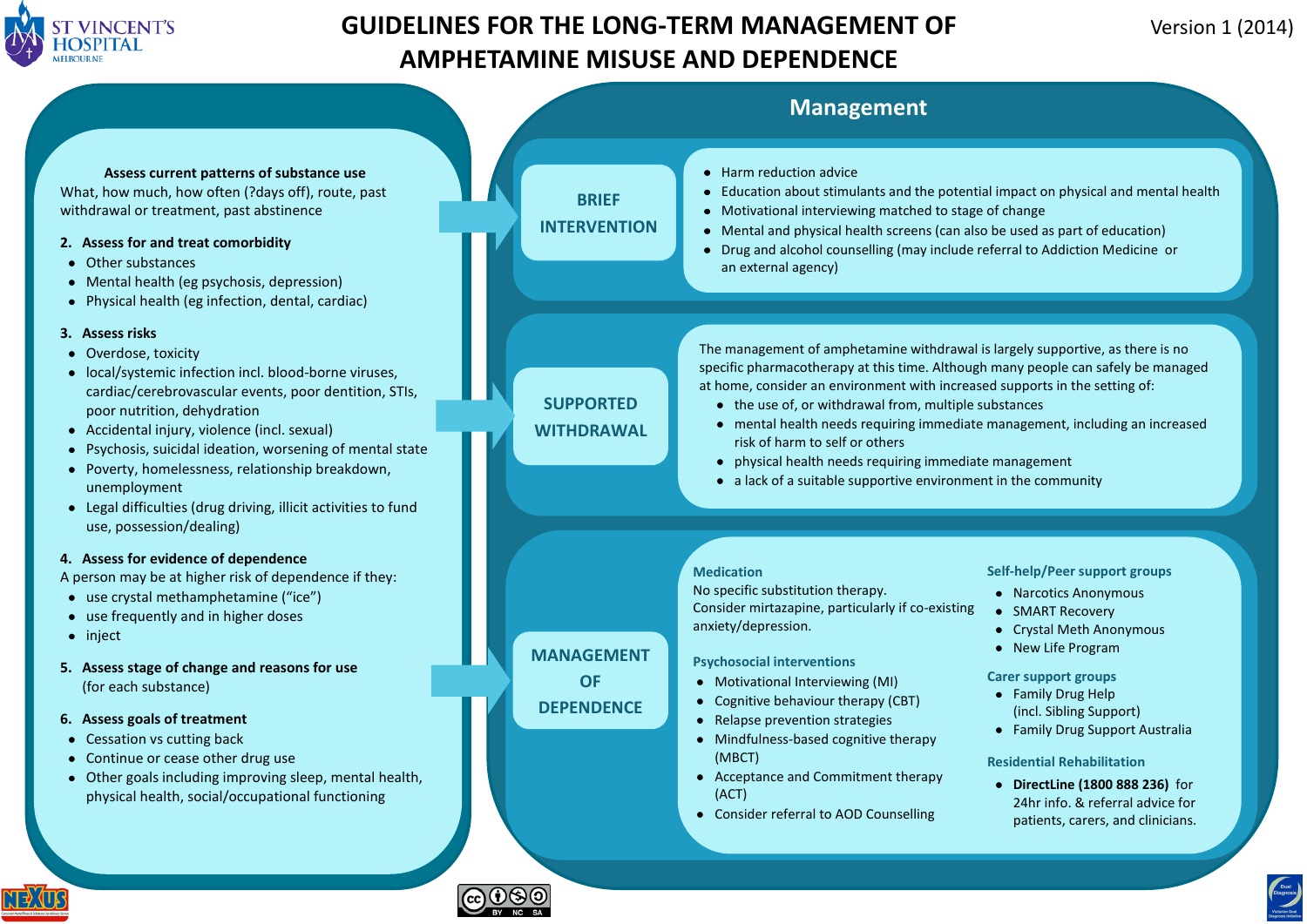# GUIDELINES FOR THE LONG-TERM MANAGEMENT OF AMPHETAMINE MISUSE AND DEPENDENCE

Version 1 (2014)

**Assess current patterns of substance use**
What, how much, how often (?days off), route, past withdrawal or treatment, past abstinence

**2. Assess for and treat comorbidity**

- Other substances
- Mental health (eg psychosis, depression)
- Physical health (eg infection, dental, cardiac)

**3. Assess risks**

- Overdose, toxicity
- local/systemic infection incl. blood-borne viruses, cardiac/cerebrovascular events, poor dentition, STIs, poor nutrition, dehydration
- Accidental injury, violence (incl. sexual)
- Psychosis, suicidal ideation, worsening of mental state
- Poverty, homelessness, relationship breakdown, unemployment
- Legal difficulties (drug driving, illicit activities to fund use, possession/dealing)

**4. Assess for evidence of dependence**
A person may be at higher risk of dependence if they:

- use crystal methamphetamine ("ice")
- use frequently and in higher doses
- inject

**5. Assess stage of change and reasons for use**
(for each substance)

**6. Assess goals of treatment**

- Cessation vs cutting back
- Continue or cease other drug use
- Other goals including improving sleep, mental health, physical health, social/occupational functioning

## Management

### BRIEF INTERVENTION

- Harm reduction advice
- Education about stimulants and the potential impact on physical and mental health
- Motivational interviewing matched to stage of change
- Mental and physical health screens (can also be used as part of education)
- Drug and alcohol counselling (may include referral to Addiction Medicine or an external agency)

### SUPPORTED WITHDRAWAL

The management of amphetamine withdrawal is largely supportive, as there is no specific pharmacotherapy at this time. Although many people can safely be managed at home, consider an environment with increased supports in the setting of:

- the use of, or withdrawal from, multiple substances
- mental health needs requiring immediate management, including an increased risk of harm to self or others
- physical health needs requiring immediate management
- a lack of a suitable supportive environment in the community

### MANAGEMENT OF DEPENDENCE

**Medication**
No specific substitution therapy.
Consider mirtazapine, particularly if co-existing anxiety/depression.

**Psychosocial interventions**

- Motivational Interviewing (MI)
- Cognitive behaviour therapy (CBT)
- Relapse prevention strategies
- Mindfulness-based cognitive therapy (MBCT)
- Acceptance and Commitment therapy (ACT)
- Consider referral to AOD Counselling

**Self-help/Peer support groups**

- Narcotics Anonymous
- SMART Recovery
- Crystal Meth Anonymous
- New Life Program

**Carer support groups**

- Family Drug Help (incl. Sibling Support)
- Family Drug Support Australia

**Residential Rehabilitation**

- **DirectLine (1800 888 236)** for 24hr info. & referral advice for patients, carers, and clinicians.